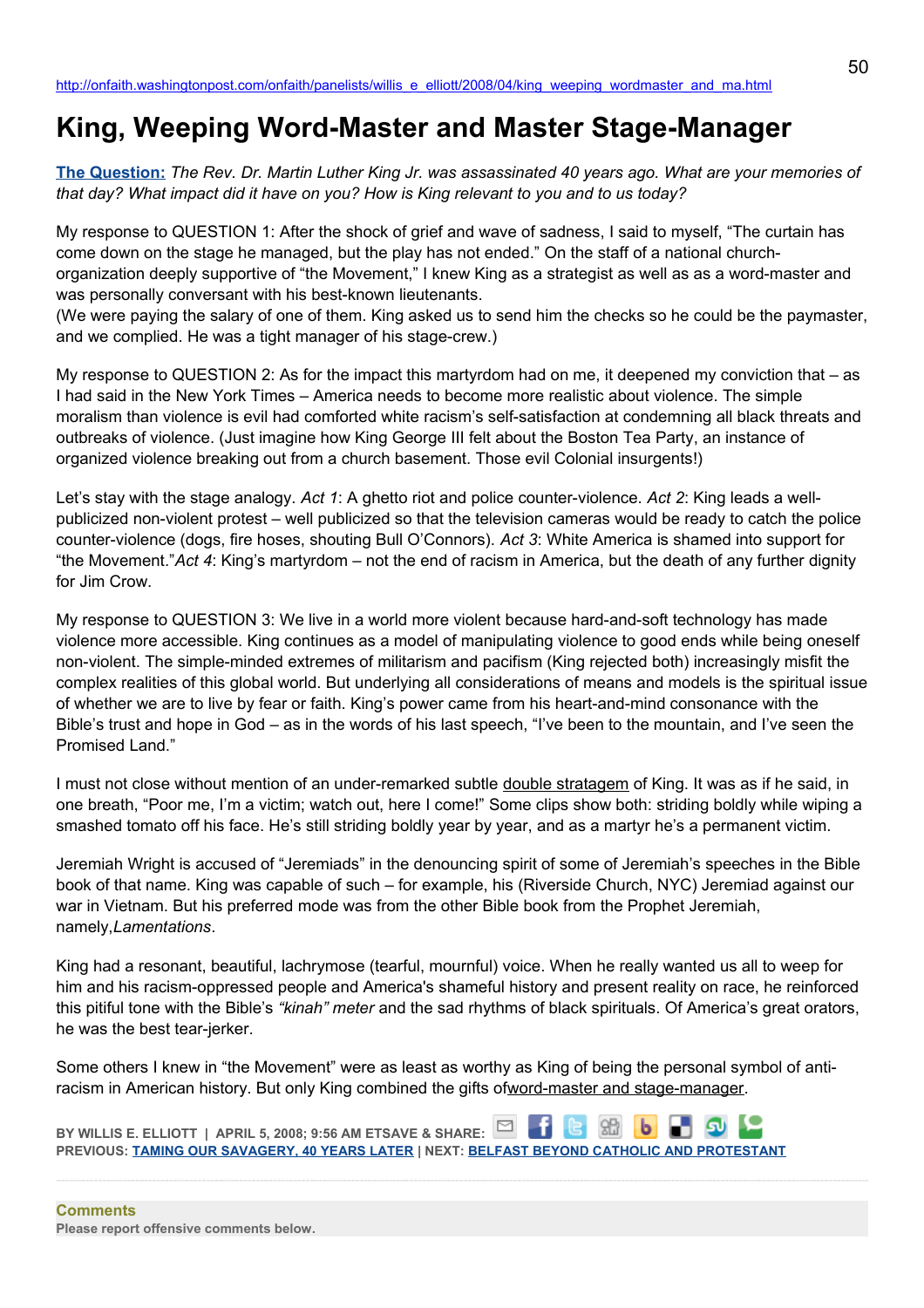http://onfaith.washingtonpost.com/onfaith/panelists/willis_e_elliott/2008/04/king_weeping_wordmaster_and_ma.html

# King, Weeping Word-Master and Master Stage-Manager

**The Question:** *The Rev. Dr. Martin Luther King Jr. was assassinated 40 years ago. What are your memories of that day? What impact did it have on you? How is King relevant to you and to us today?*

My response to QUESTION 1: After the shock of grief and wave of sadness, I said to myself, "The curtain has come down on the stage he managed, but the play has not ended." On the staff of a national church-organization deeply supportive of "the Movement," I knew King as a strategist as well as as a word-master and was personally conversant with his best-known lieutenants.
(We were paying the salary of one of them. King asked us to send him the checks so he could be the paymaster, and we complied. He was a tight manager of his stage-crew.)

My response to QUESTION 2: As for the impact this martyrdom had on me, it deepened my conviction that – as I had said in the New York Times – America needs to become more realistic about violence. The simple moralism than violence is evil had comforted white racism's self-satisfaction at condemning all black threats and outbreaks of violence. (Just imagine how King George III felt about the Boston Tea Party, an instance of organized violence breaking out from a church basement. Those evil Colonial insurgents!)

Let's stay with the stage analogy. *Act 1*: A ghetto riot and police counter-violence. *Act 2*: King leads a well-publicized non-violent protest – well publicized so that the television cameras would be ready to catch the police counter-violence (dogs, fire hoses, shouting Bull O'Connors). *Act 3*: White America is shamed into support for "the Movement."*Act 4*: King's martyrdom – not the end of racism in America, but the death of any further dignity for Jim Crow.

My response to QUESTION 3: We live in a world more violent because hard-and-soft technology has made violence more accessible. King continues as a model of manipulating violence to good ends while being oneself non-violent. The simple-minded extremes of militarism and pacifism (King rejected both) increasingly misfit the complex realities of this global world. But underlying all considerations of means and models is the spiritual issue of whether we are to live by fear or faith. King's power came from his heart-and-mind consonance with the Bible's trust and hope in God – as in the words of his last speech, "I've been to the mountain, and I've seen the Promised Land."

I must not close without mention of an under-remarked subtle double stratagem of King. It was as if he said, in one breath, "Poor me, I'm a victim; watch out, here I come!" Some clips show both: striding boldly while wiping a smashed tomato off his face. He's still striding boldly year by year, and as a martyr he's a permanent victim.

Jeremiah Wright is accused of "Jeremiads" in the denouncing spirit of some of Jeremiah's speeches in the Bible book of that name. King was capable of such – for example, his (Riverside Church, NYC) Jeremiad against our war in Vietnam. But his preferred mode was from the other Bible book from the Prophet Jeremiah, namely,*Lamentations*.

King had a resonant, beautiful, lachrymose (tearful, mournful) voice. When he really wanted us all to weep for him and his racism-oppressed people and America's shameful history and present reality on race, he reinforced this pitiful tone with the Bible's *"kinah" meter* and the sad rhythms of black spirituals. Of America's great orators, he was the best tear-jerker.

Some others I knew in "the Movement" were as least as worthy as King of being the personal symbol of anti-racism in American history. But only King combined the gifts ofword-master and stage-manager.

BY WILLIS E. ELLIOTT | APRIL 5, 2008; 9:56 AM ETSAVE & SHARE:
PREVIOUS: **TAMING OUR SAVAGERY, 40 YEARS LATER** | NEXT: **BELFAST BEYOND CATHOLIC AND PROTESTANT**

**Comments**
Please report offensive comments below.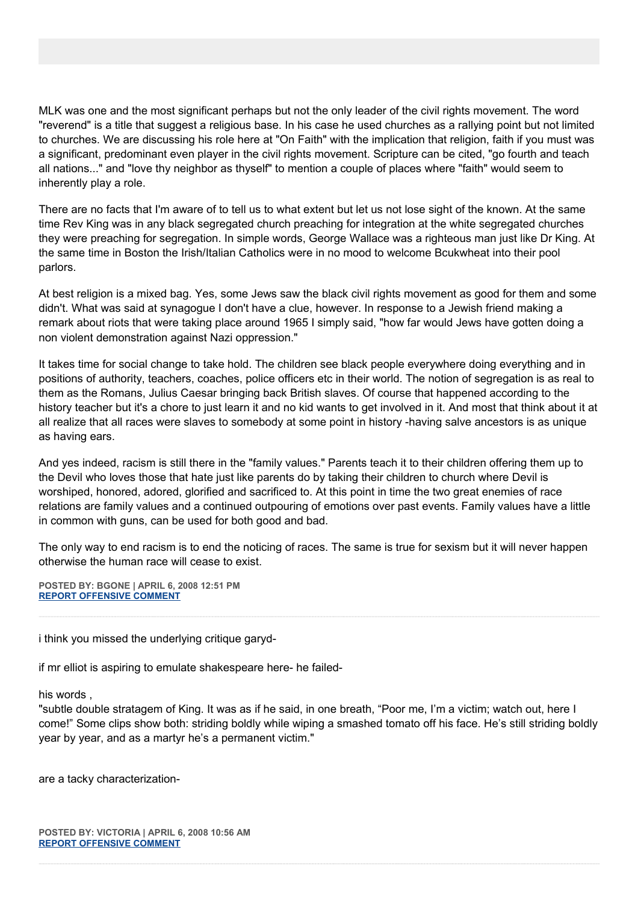MLK was one and the most significant perhaps but not the only leader of the civil rights movement. The word "reverend" is a title that suggest a religious base. In his case he used churches as a rallying point but not limited to churches. We are discussing his role here at "On Faith" with the implication that religion, faith if you must was a significant, predominant even player in the civil rights movement. Scripture can be cited, "go fourth and teach all nations..." and "love thy neighbor as thyself" to mention a couple of places where "faith" would seem to inherently play a role.

There are no facts that I'm aware of to tell us to what extent but let us not lose sight of the known. At the same time Rev King was in any black segregated church preaching for integration at the white segregated churches they were preaching for segregation. In simple words, George Wallace was a righteous man just like Dr King. At the same time in Boston the Irish/Italian Catholics were in no mood to welcome Bcukwheat into their pool parlors.

At best religion is a mixed bag. Yes, some Jews saw the black civil rights movement as good for them and some didn't. What was said at synagogue I don't have a clue, however. In response to a Jewish friend making a remark about riots that were taking place around 1965 I simply said, "how far would Jews have gotten doing a non violent demonstration against Nazi oppression."

It takes time for social change to take hold. The children see black people everywhere doing everything and in positions of authority, teachers, coaches, police officers etc in their world. The notion of segregation is as real to them as the Romans, Julius Caesar bringing back British slaves. Of course that happened according to the history teacher but it's a chore to just learn it and no kid wants to get involved in it. And most that think about it at all realize that all races were slaves to somebody at some point in history -having salve ancestors is as unique as having ears.

And yes indeed, racism is still there in the "family values." Parents teach it to their children offering them up to the Devil who loves those that hate just like parents do by taking their children to church where Devil is worshiped, honored, adored, glorified and sacrificed to. At this point in time the two great enemies of race relations are family values and a continued outpouring of emotions over past events. Family values have a little in common with guns, can be used for both good and bad.

The only way to end racism is to end the noticing of races. The same is true for sexism but it will never happen otherwise the human race will cease to exist.

**POSTED BY: BGONE | APRIL 6, 2008 12:51 PM**
**REPORT OFFENSIVE COMMENT**

---

i think you missed the underlying critique garyd-

if mr elliot is aspiring to emulate shakespeare here- he failed-

his words ,
"subtle double stratagem of King. It was as if he said, in one breath, "Poor me, I'm a victim; watch out, here I come!" Some clips show both: striding boldly while wiping a smashed tomato off his face. He's still striding boldly year by year, and as a martyr he's a permanent victim."

are a tacky characterization-

**POSTED BY: VICTORIA | APRIL 6, 2008 10:56 AM**
**REPORT OFFENSIVE COMMENT**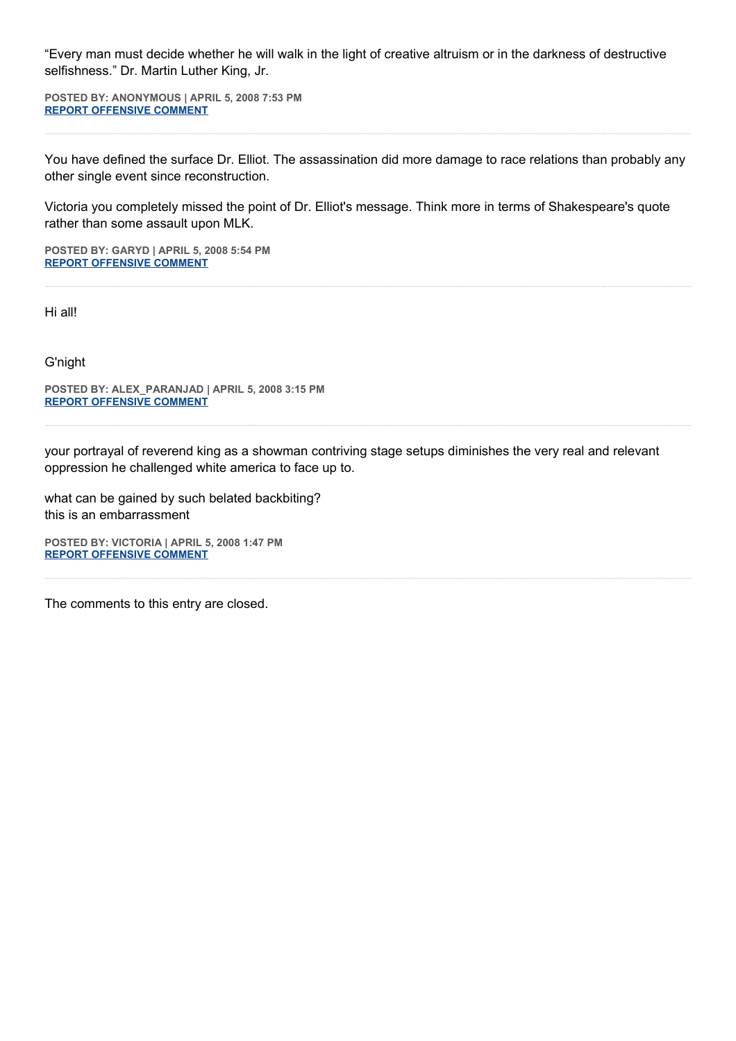“Every man must decide whether he will walk in the light of creative altruism or in the darkness of destructive selfishness.” Dr. Martin Luther King, Jr.

**POSTED BY: ANONYMOUS | APRIL 5, 2008 7:53 PM**
**REPORT OFFENSIVE COMMENT**

---

You have defined the surface Dr. Elliot. The assassination did more damage to race relations than probably any other single event since reconstruction.

Victoria you completely missed the point of Dr. Elliot's message. Think more in terms of Shakespeare's quote rather than some assault upon MLK.

**POSTED BY: GARYD | APRIL 5, 2008 5:54 PM**
**REPORT OFFENSIVE COMMENT**

---

Hi all!

G'night

**POSTED BY: ALEX_PARANJAD | APRIL 5, 2008 3:15 PM**
**REPORT OFFENSIVE COMMENT**

---

your portrayal of reverend king as a showman contriving stage setups diminishes the very real and relevant oppression he challenged white america to face up to.

what can be gained by such belated backbiting?
this is an embarrassment

**POSTED BY: VICTORIA | APRIL 5, 2008 1:47 PM**
**REPORT OFFENSIVE COMMENT**

---

The comments to this entry are closed.